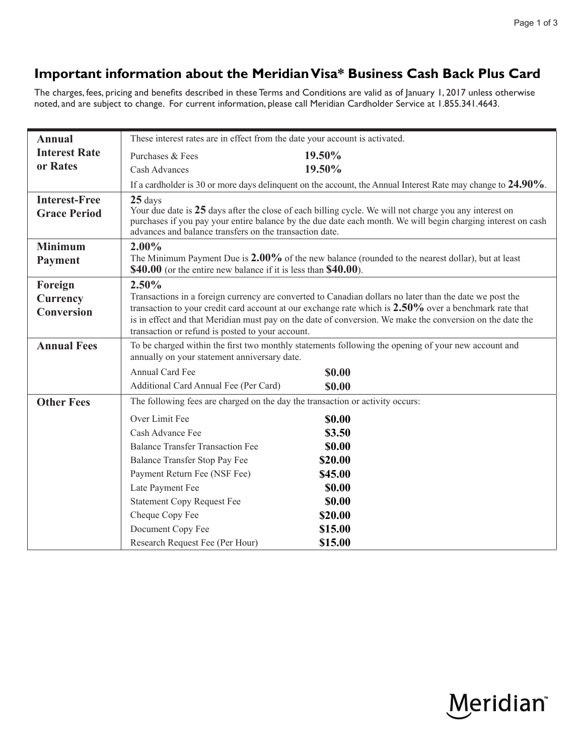# Important information about the Meridian Visa* Business Cash Back Plus Card

The charges, fees, pricing and benefits described in these Terms and Conditions are valid as of January 1, 2017 unless otherwise noted, and are subject to change. For current information, please call Meridian Cardholder Service at 1.855.341.4643.

| | |
|---|---|
| **Annual Interest Rate or Rates** | These interest rates are in effect from the date your account is activated.<br>Purchases & Fees **19.50%**<br>Cash Advances **19.50%**<br>If a cardholder is 30 or more days delinquent on the account, the Annual Interest Rate may change to **24.90%**. |
| **Interest-Free Grace Period** | **25** days<br>Your due date is **25** days after the close of each billing cycle. We will not charge you any interest on purchases if you pay your entire balance by the due date each month. We will begin charging interest on cash advances and balance transfers on the transaction date. |
| **Minimum Payment** | **2.00%**<br>The Minimum Payment Due is **2.00%** of the new balance (rounded to the nearest dollar), but at least **$40.00** (or the entire new balance if it is less than **$40.00**). |
| **Foreign Currency Conversion** | **2.50%**<br>Transactions in a foreign currency are converted to Canadian dollars no later than the date we post the transaction to your credit card account at our exchange rate which is **2.50%** over a benchmark rate that is in effect and that Meridian must pay on the date of conversion. We make the conversion on the date the transaction or refund is posted to your account. |
| **Annual Fees** | To be charged within the first two monthly statements following the opening of your new account and annually on your statement anniversary date.<br>Annual Card Fee **$0.00**<br>Additional Card Annual Fee (Per Card) **$0.00** |
| **Other Fees** | The following fees are charged on the day the transaction or activity occurs:<br>Over Limit Fee **$0.00**<br>Cash Advance Fee **$3.50**<br>Balance Transfer Transaction Fee **$0.00**<br>Balance Transfer Stop Pay Fee **$20.00**<br>Payment Return Fee (NSF Fee) **$45.00**<br>Late Payment Fee **$0.00**<br>Statement Copy Request Fee **$0.00**<br>Cheque Copy Fee **$20.00**<br>Document Copy Fee **$15.00**<br>Research Request Fee (Per Hour) **$15.00** |

Meridian™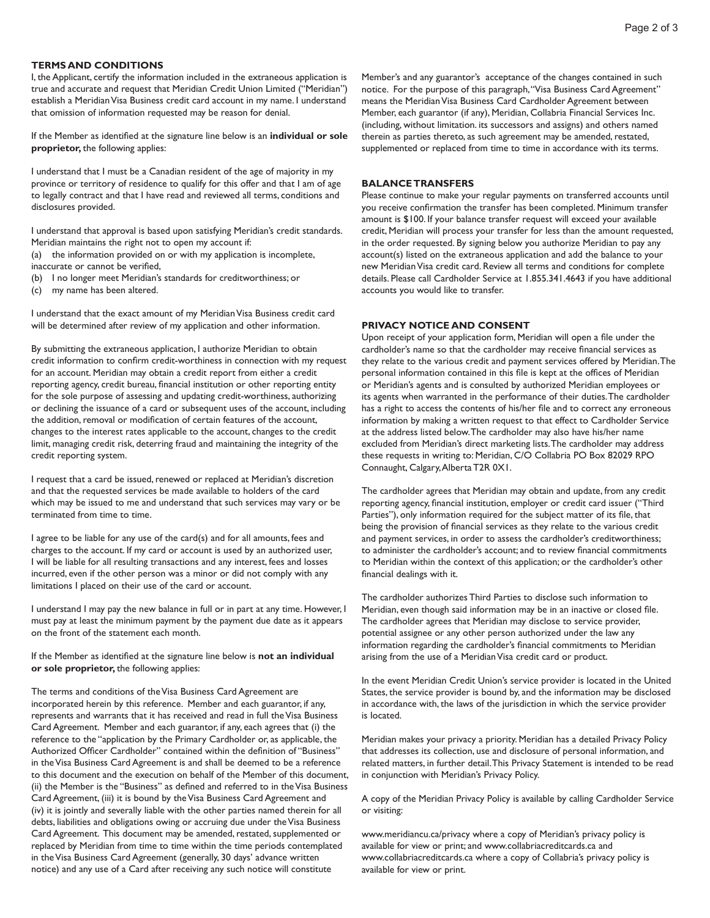## TERMS AND CONDITIONS

I, the Applicant, certify the information included in the extraneous application is true and accurate and request that Meridian Credit Union Limited ("Meridian") establish a Meridian Visa Business credit card account in my name. I understand that omission of information requested may be reason for denial.

If the Member as identified at the signature line below is an **individual or sole proprietor,** the following applies:

I understand that I must be a Canadian resident of the age of majority in my province or territory of residence to qualify for this offer and that I am of age to legally contract and that I have read and reviewed all terms, conditions and disclosures provided.

I understand that approval is based upon satisfying Meridian's credit standards. Meridian maintains the right not to open my account if:

(a) the information provided on or with my application is incomplete, inaccurate or cannot be verified,

(b) I no longer meet Meridian's standards for creditworthiness; or

(c) my name has been altered.

I understand that the exact amount of my Meridian Visa Business credit card will be determined after review of my application and other information.

By submitting the extraneous application, I authorize Meridian to obtain credit information to confirm credit-worthiness in connection with my request for an account. Meridian may obtain a credit report from either a credit reporting agency, credit bureau, financial institution or other reporting entity for the sole purpose of assessing and updating credit-worthiness, authorizing or declining the issuance of a card or subsequent uses of the account, including the addition, removal or modification of certain features of the account, changes to the interest rates applicable to the account, changes to the credit limit, managing credit risk, deterring fraud and maintaining the integrity of the credit reporting system.

I request that a card be issued, renewed or replaced at Meridian's discretion and that the requested services be made available to holders of the card which may be issued to me and understand that such services may vary or be terminated from time to time.

I agree to be liable for any use of the card(s) and for all amounts, fees and charges to the account. If my card or account is used by an authorized user, I will be liable for all resulting transactions and any interest, fees and losses incurred, even if the other person was a minor or did not comply with any limitations I placed on their use of the card or account.

I understand I may pay the new balance in full or in part at any time. However, I must pay at least the minimum payment by the payment due date as it appears on the front of the statement each month.

If the Member as identified at the signature line below is **not an individual or sole proprietor,** the following applies:

The terms and conditions of the Visa Business Card Agreement are incorporated herein by this reference. Member and each guarantor, if any, represents and warrants that it has received and read in full the Visa Business Card Agreement. Member and each guarantor, if any, each agrees that (i) the reference to the "application by the Primary Cardholder or, as applicable, the Authorized Officer Cardholder" contained within the definition of "Business" in the Visa Business Card Agreement is and shall be deemed to be a reference to this document and the execution on behalf of the Member of this document, (ii) the Member is the "Business" as defined and referred to in the Visa Business Card Agreement, (iii) it is bound by the Visa Business Card Agreement and (iv) it is jointly and severally liable with the other parties named therein for all debts, liabilities and obligations owing or accruing due under the Visa Business Card Agreement. This document may be amended, restated, supplemented or replaced by Meridian from time to time within the time periods contemplated in the Visa Business Card Agreement (generally, 30 days' advance written notice) and any use of a Card after receiving any such notice will constitute Member's and any guarantor's acceptance of the changes contained in such notice. For the purpose of this paragraph, "Visa Business Card Agreement" means the Meridian Visa Business Card Cardholder Agreement between Member, each guarantor (if any), Meridian, Collabria Financial Services Inc. (including, without limitation. its successors and assigns) and others named therein as parties thereto, as such agreement may be amended, restated, supplemented or replaced from time to time in accordance with its terms.

## BALANCE TRANSFERS

Please continue to make your regular payments on transferred accounts until you receive confirmation the transfer has been completed. Minimum transfer amount is $100. If your balance transfer request will exceed your available credit, Meridian will process your transfer for less than the amount requested, in the order requested. By signing below you authorize Meridian to pay any account(s) listed on the extraneous application and add the balance to your new Meridian Visa credit card. Review all terms and conditions for complete details. Please call Cardholder Service at 1.855.341.4643 if you have additional accounts you would like to transfer.

## PRIVACY NOTICE AND CONSENT

Upon receipt of your application form, Meridian will open a file under the cardholder's name so that the cardholder may receive financial services as they relate to the various credit and payment services offered by Meridian. The personal information contained in this file is kept at the offices of Meridian or Meridian's agents and is consulted by authorized Meridian employees or its agents when warranted in the performance of their duties. The cardholder has a right to access the contents of his/her file and to correct any erroneous information by making a written request to that effect to Cardholder Service at the address listed below. The cardholder may also have his/her name excluded from Meridian's direct marketing lists. The cardholder may address these requests in writing to: Meridian, C/O Collabria PO Box 82029 RPO Connaught, Calgary, Alberta T2R 0X1.

The cardholder agrees that Meridian may obtain and update, from any credit reporting agency, financial institution, employer or credit card issuer ("Third Parties"), only information required for the subject matter of its file, that being the provision of financial services as they relate to the various credit and payment services, in order to assess the cardholder's creditworthiness; to administer the cardholder's account; and to review financial commitments to Meridian within the context of this application; or the cardholder's other financial dealings with it.

The cardholder authorizes Third Parties to disclose such information to Meridian, even though said information may be in an inactive or closed file. The cardholder agrees that Meridian may disclose to service provider, potential assignee or any other person authorized under the law any information regarding the cardholder's financial commitments to Meridian arising from the use of a Meridian Visa credit card or product.

In the event Meridian Credit Union's service provider is located in the United States, the service provider is bound by, and the information may be disclosed in accordance with, the laws of the jurisdiction in which the service provider is located.

Meridian makes your privacy a priority. Meridian has a detailed Privacy Policy that addresses its collection, use and disclosure of personal information, and related matters, in further detail. This Privacy Statement is intended to be read in conjunction with Meridian's Privacy Policy.

A copy of the Meridian Privacy Policy is available by calling Cardholder Service or visiting:

www.meridiancu.ca/privacy where a copy of Meridian's privacy policy is available for view or print; and www.collabriacreditcards.ca and www.collabriacreditcards.ca where a copy of Collabria's privacy policy is available for view or print.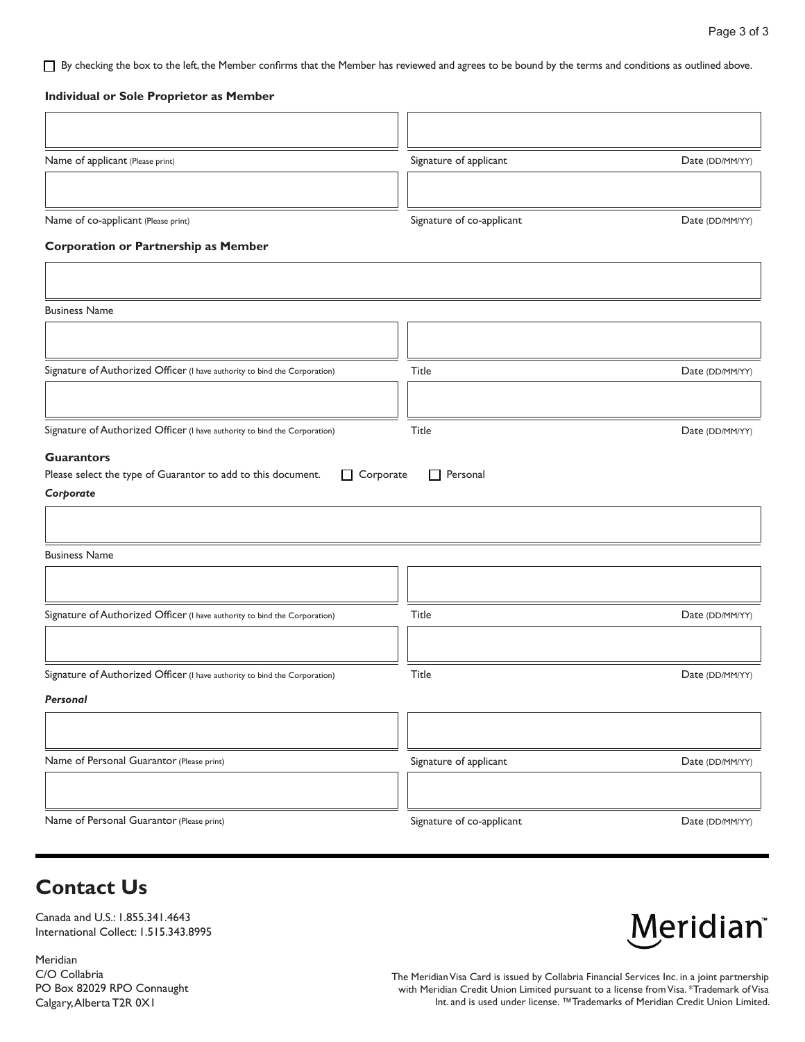☐ By checking the box to the left, the Member confirms that the Member has reviewed and agrees to be bound by the terms and conditions as outlined above.

**Individual or Sole Proprietor as Member**

| | | |
|---|---|---|
| Name of applicant (Please print) | Signature of applicant | Date (DD/MM/YY) |
| Name of co-applicant (Please print) | Signature of co-applicant | Date (DD/MM/YY) |

**Corporation or Partnership as Member**

Business Name

| | | |
|---|---|---|
| Signature of Authorized Officer (I have authority to bind the Corporation) | Title | Date (DD/MM/YY) |
| Signature of Authorized Officer (I have authority to bind the Corporation) | Title | Date (DD/MM/YY) |

**Guarantors**

Please select the type of Guarantor to add to this document. ☐ Corporate ☐ Personal

***Corporate***

Business Name

| | | |
|---|---|---|
| Signature of Authorized Officer (I have authority to bind the Corporation) | Title | Date (DD/MM/YY) |
| Signature of Authorized Officer (I have authority to bind the Corporation) | Title | Date (DD/MM/YY) |

***Personal***

| | | |
|---|---|---|
| Name of Personal Guarantor (Please print) | Signature of applicant | Date (DD/MM/YY) |
| Name of Personal Guarantor (Please print) | Signature of co-applicant | Date (DD/MM/YY) |

## Contact Us

Canada and U.S.: 1.855.341.4643
International Collect: 1.515.343.8995

Meridian
C/O Collabria
PO Box 82029 RPO Connaught
Calgary, Alberta T2R 0X1

Meridian™

The Meridian Visa Card is issued by Collabria Financial Services Inc. in a joint partnership with Meridian Credit Union Limited pursuant to a license from Visa. *Trademark of Visa Int. and is used under license. ™Trademarks of Meridian Credit Union Limited.